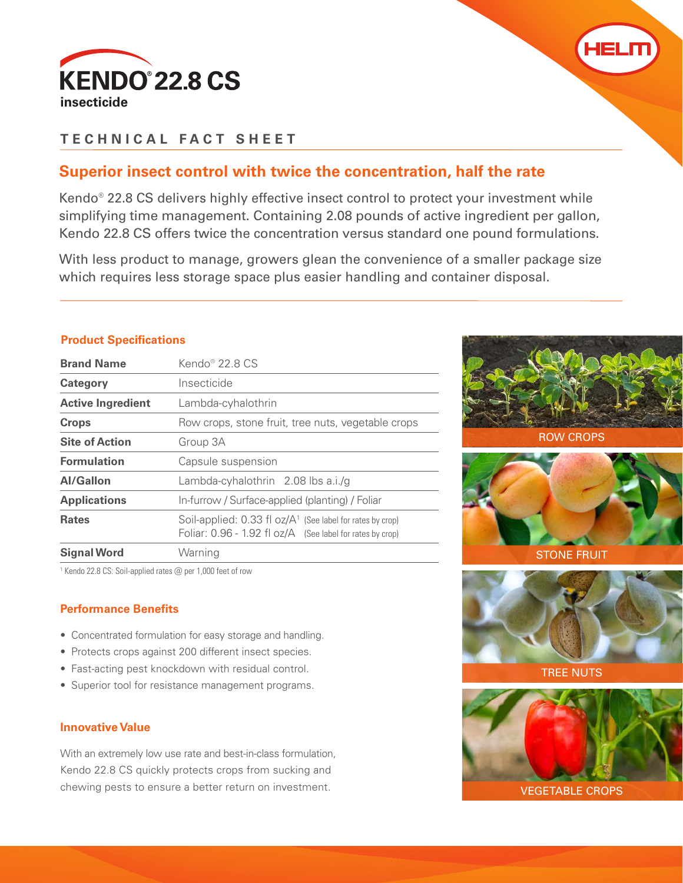# KENDO® 22.8 CS

**insecticide**

## TECHNICAL FACT SHEET

### Superior insect control with twice the concentration, half the rate

Kendo® 22.8 CS delivers highly effective insect control to protect your investment while simplifying time management. Containing 2.08 pounds of active ingredient per gallon, Kendo 22.8 CS offers twice the concentration versus standard one pound formulations.

With less product to manage, growers glean the convenience of a smaller package size which requires less storage space plus easier handling and container disposal.

### Product Specifications

| | |
|---|---|
| **Brand Name** | Kendo® 22.8 CS |
| **Category** | Insecticide |
| **Active Ingredient** | Lambda-cyhalothrin |
| **Crops** | Row crops, stone fruit, tree nuts, vegetable crops |
| **Site of Action** | Group 3A |
| **Formulation** | Capsule suspension |
| **AI/Gallon** | Lambda-cyhalothrin 2.08 lbs a.i./g |
| **Applications** | In-furrow / Surface-applied (planting) / Foliar |
| **Rates** | Soil-applied: 0.33 fl oz/A[1] (See label for rates by crop)<br>Foliar: 0.96 - 1.92 fl oz/A (See label for rates by crop) |
| **Signal Word** | Warning |

[1] Kendo 22.8 CS: Soil-applied rates @ per 1,000 feet of row

### Performance Benefits

- Concentrated formulation for easy storage and handling.
- Protects crops against 200 different insect species.
- Fast-acting pest knockdown with residual control.
- Superior tool for resistance management programs.

### Innovative Value

With an extremely low use rate and best-in-class formulation, Kendo 22.8 CS quickly protects crops from sucking and chewing pests to ensure a better return on investment.

ROW CROPS

STONE FRUIT

TREE NUTS

VEGETABLE CROPS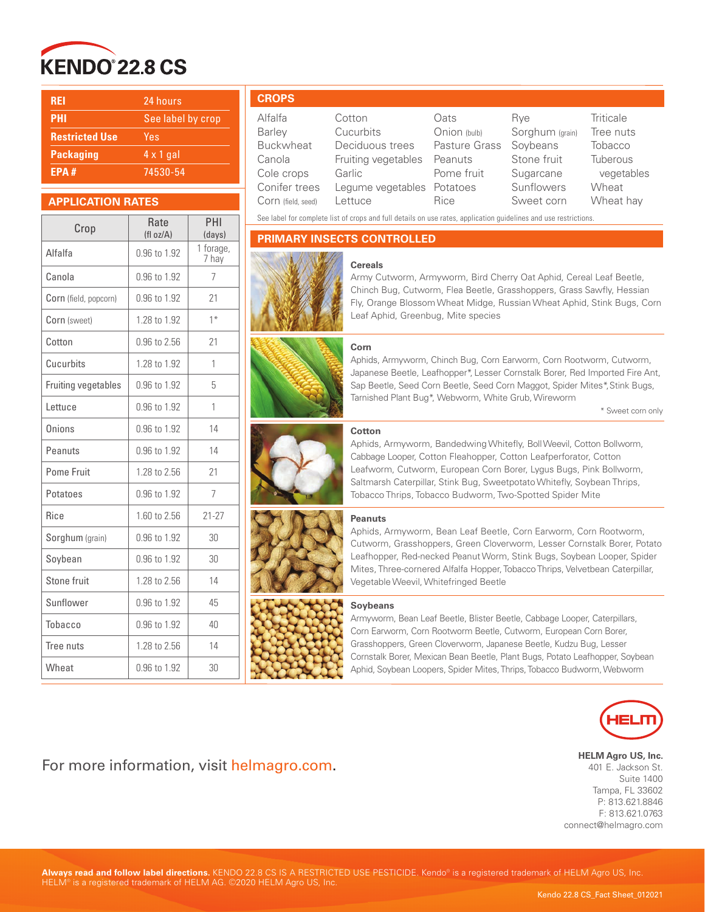# KENDO® 22.8 CS

| | |
|---|---|
| **REI** | 24 hours |
| **PHI** | See label by crop |
| **Restricted Use** | Yes |
| **Packaging** | 4 x 1 gal |
| **EPA #** | 74530-54 |

## APPLICATION RATES

| Crop | Rate (fl oz/A) | PHI (days) |
|---|---|---|
| Alfalfa | 0.96 to 1.92 | 1 forage, 7 hay |
| Canola | 0.96 to 1.92 | 7 |
| Corn (field, popcorn) | 0.96 to 1.92 | 21 |
| Corn (sweet) | 1.28 to 1.92 | 1* |
| Cotton | 0.96 to 2.56 | 21 |
| Cucurbits | 1.28 to 1.92 | 1 |
| Fruiting vegetables | 0.96 to 1.92 | 5 |
| Lettuce | 0.96 to 1.92 | 1 |
| Onions | 0.96 to 1.92 | 14 |
| Peanuts | 0.96 to 1.92 | 14 |
| Pome Fruit | 1.28 to 2.56 | 21 |
| Potatoes | 0.96 to 1.92 | 7 |
| Rice | 1.60 to 2.56 | 21-27 |
| Sorghum (grain) | 0.96 to 1.92 | 30 |
| Soybean | 0.96 to 1.92 | 30 |
| Stone fruit | 1.28 to 2.56 | 14 |
| Sunflower | 0.96 to 1.92 | 45 |
| Tobacco | 0.96 to 1.92 | 40 |
| Tree nuts | 1.28 to 2.56 | 14 |
| Wheat | 0.96 to 1.92 | 30 |

## CROPS

Alfalfa, Barley, Buckwheat, Canola, Cole crops, Conifer trees, Corn (field, seed), Cotton, Cucurbits, Deciduous trees, Fruiting vegetables, Garlic, Legume vegetables, Lettuce, Oats, Onion (bulb), Pasture Grass, Peanuts, Pome fruit, Potatoes, Rice, Rye, Sorghum (grain), Soybeans, Stone fruit, Sugarcane, Sunflowers, Sweet corn, Triticale, Tree nuts, Tobacco, Tuberous vegetables, Wheat, Wheat hay

See label for complete list of crops and full details on use rates, application guidelines and use restrictions.

## PRIMARY INSECTS CONTROLLED

**Cereals**

Army Cutworm, Armyworm, Bird Cherry Oat Aphid, Cereal Leaf Beetle, Chinch Bug, Cutworm, Flea Beetle, Grasshoppers, Grass Sawfly, Hessian Fly, Orange Blossom Wheat Midge, Russian Wheat Aphid, Stink Bugs, Corn Leaf Aphid, Greenbug, Mite species

**Corn**

Aphids, Armyworm, Chinch Bug, Corn Earworm, Corn Rootworm, Cutworm, Japanese Beetle, Leafhopper*, Lesser Cornstalk Borer, Red Imported Fire Ant, Sap Beetle, Seed Corn Beetle, Seed Corn Maggot, Spider Mites*, Stink Bugs, Tarnished Plant Bug*, Webworm, White Grub, Wireworm

\* Sweet corn only

**Cotton**

Aphids, Armyworm, Bandedwing Whitefly, Boll Weevil, Cotton Bollworm, Cabbage Looper, Cotton Fleahopper, Cotton Leafperforator, Cotton Leafworm, Cutworm, European Corn Borer, Lygus Bugs, Pink Bollworm, Saltmarsh Caterpillar, Stink Bug, Sweetpotato Whitefly, Soybean Thrips, Tobacco Thrips, Tobacco Budworm, Two-Spotted Spider Mite

**Peanuts**

Aphids, Armyworm, Bean Leaf Beetle, Corn Earworm, Corn Rootworm, Cutworm, Grasshoppers, Green Cloverworm, Lesser Cornstalk Borer, Potato Leafhopper, Red-necked Peanut Worm, Stink Bugs, Soybean Looper, Spider Mites, Three-cornered Alfalfa Hopper, Tobacco Thrips, Velvetbean Caterpillar, Vegetable Weevil, Whitefringed Beetle

**Soybeans**

Armyworm, Bean Leaf Beetle, Blister Beetle, Cabbage Looper, Caterpillars, Corn Earworm, Corn Rootworm Beetle, Cutworm, European Corn Borer, Grasshoppers, Green Cloverworm, Japanese Beetle, Kudzu Bug, Lesser Cornstalk Borer, Mexican Bean Beetle, Plant Bugs, Potato Leafhopper, Soybean Aphid, Soybean Loopers, Spider Mites, Thrips, Tobacco Budworm, Webworm

For more information, visit helmagro.com.

HELM

**HELM Agro US, Inc.**
401 E. Jackson St.
Suite 1400
Tampa, FL 33602
P: 813.621.8846
F: 813.621.0763
connect@helmagro.com

**Always read and follow label directions.** KENDO 22.8 CS IS A RESTRICTED USE PESTICIDE. Kendo® is a registered trademark of HELM Agro US, Inc. HELM® is a registered trademark of HELM AG. ©2020 HELM Agro US, Inc.

Kendo 22.8 CS_Fact Sheet_012021